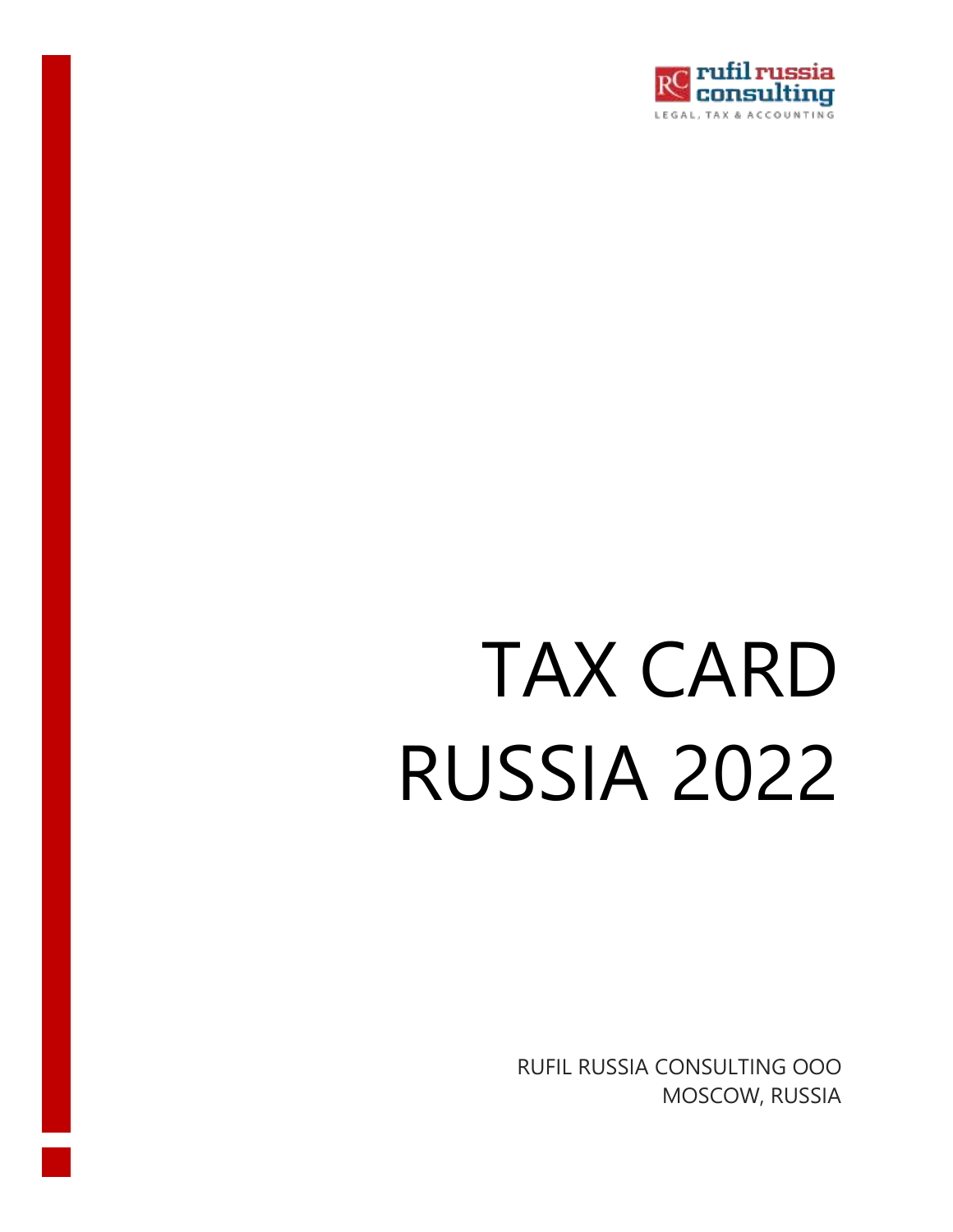rufil russia consulting

LEGAL, TAX & ACCOUNTING

# TAX CARD RUSSIA 2022

RUFIL RUSSIA CONSULTING OOO

MOSCOW, RUSSIA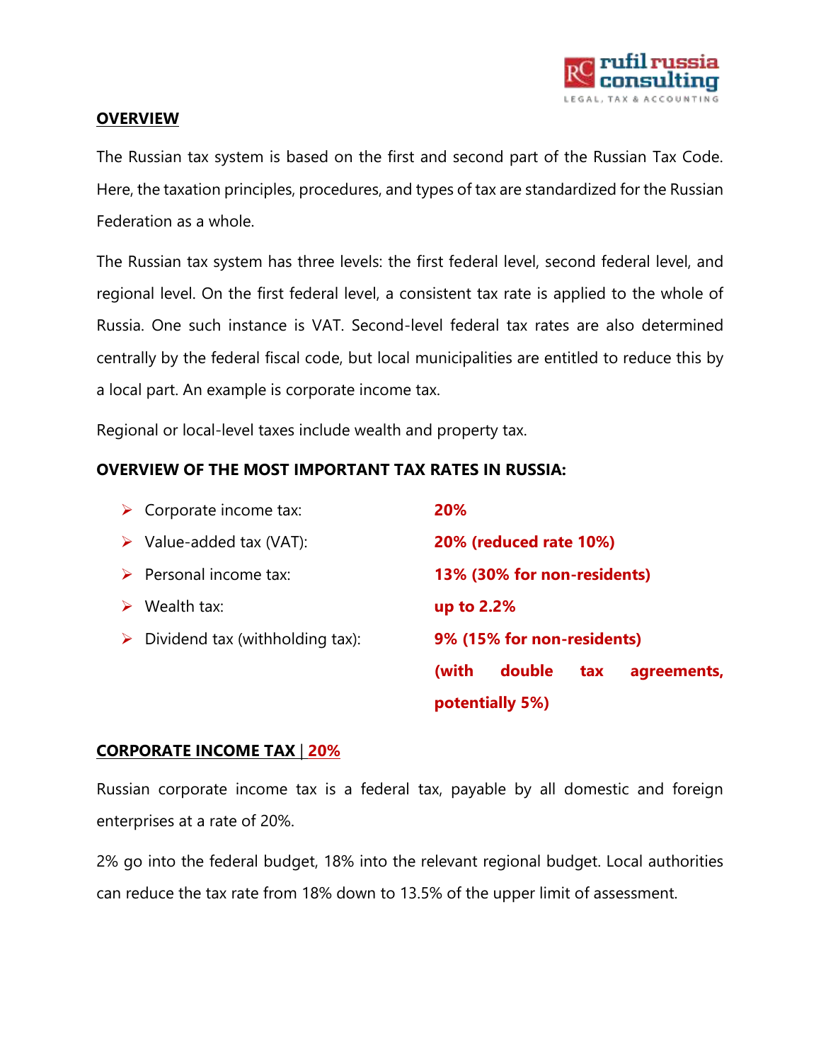## OVERVIEW

The Russian tax system is based on the first and second part of the Russian Tax Code. Here, the taxation principles, procedures, and types of tax are standardized for the Russian Federation as a whole.

The Russian tax system has three levels: the first federal level, second federal level, and regional level. On the first federal level, a consistent tax rate is applied to the whole of Russia. One such instance is VAT. Second-level federal tax rates are also determined centrally by the federal fiscal code, but local municipalities are entitled to reduce this by a local part. An example is corporate income tax.

Regional or local-level taxes include wealth and property tax.

### OVERVIEW OF THE MOST IMPORTANT TAX RATES IN RUSSIA:

- Corporate income tax: **20%**
- Value-added tax (VAT): **20% (reduced rate 10%)**
- Personal income tax: **13% (30% for non-residents)**
- Wealth tax: **up to 2.2%**
- Dividend tax (withholding tax): **9% (15% for non-residents) (with double tax agreements, potentially 5%)**

## CORPORATE INCOME TAX | 20%

Russian corporate income tax is a federal tax, payable by all domestic and foreign enterprises at a rate of 20%.

2% go into the federal budget, 18% into the relevant regional budget. Local authorities can reduce the tax rate from 18% down to 13.5% of the upper limit of assessment.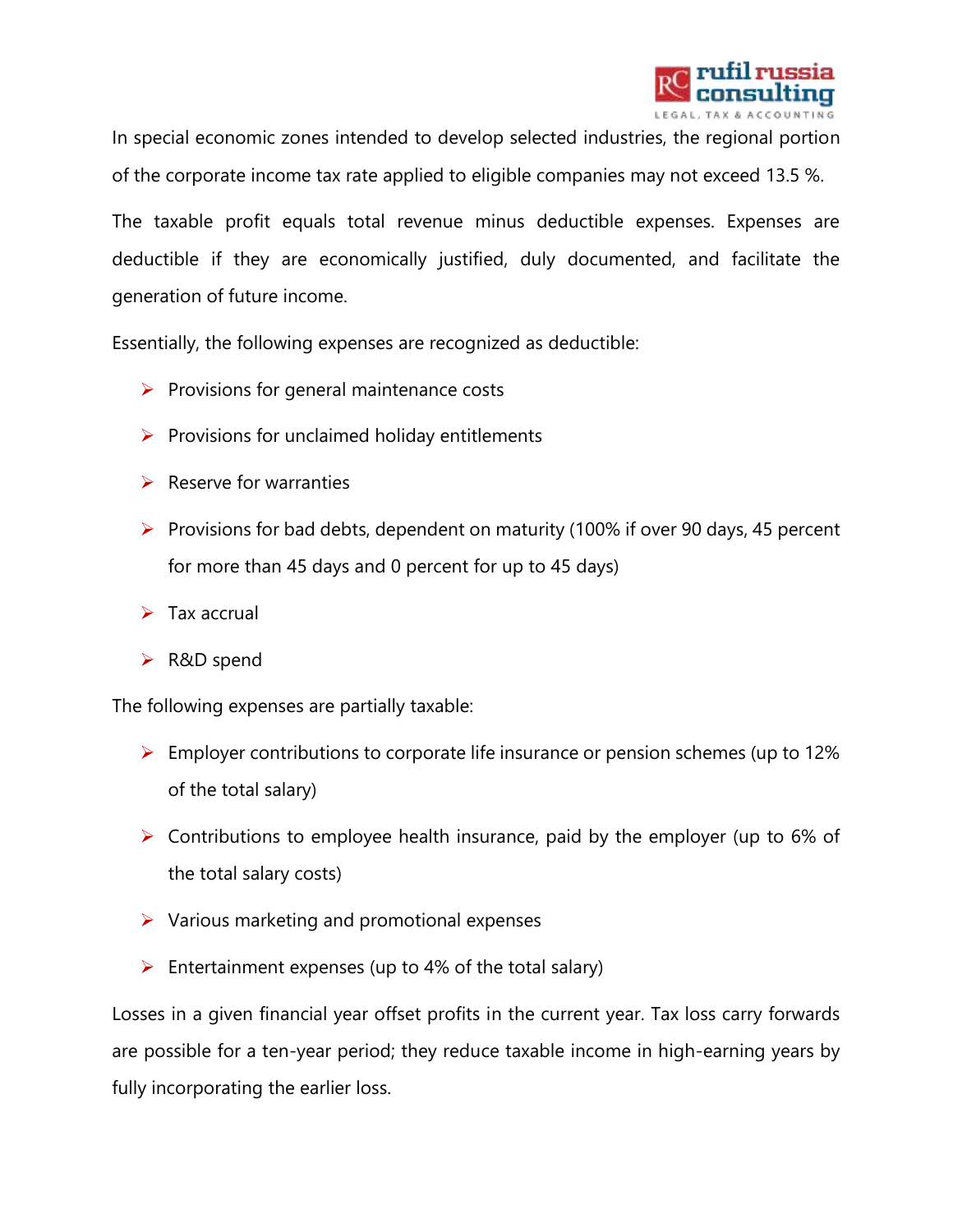In special economic zones intended to develop selected industries, the regional portion of the corporate income tax rate applied to eligible companies may not exceed 13.5 %.

The taxable profit equals total revenue minus deductible expenses. Expenses are deductible if they are economically justified, duly documented, and facilitate the generation of future income.

Essentially, the following expenses are recognized as deductible:

- Provisions for general maintenance costs
- Provisions for unclaimed holiday entitlements
- Reserve for warranties
- Provisions for bad debts, dependent on maturity (100% if over 90 days, 45 percent for more than 45 days and 0 percent for up to 45 days)
- Tax accrual
- R&D spend

The following expenses are partially taxable:

- Employer contributions to corporate life insurance or pension schemes (up to 12% of the total salary)
- Contributions to employee health insurance, paid by the employer (up to 6% of the total salary costs)
- Various marketing and promotional expenses
- Entertainment expenses (up to 4% of the total salary)

Losses in a given financial year offset profits in the current year. Tax loss carry forwards are possible for a ten-year period; they reduce taxable income in high-earning years by fully incorporating the earlier loss.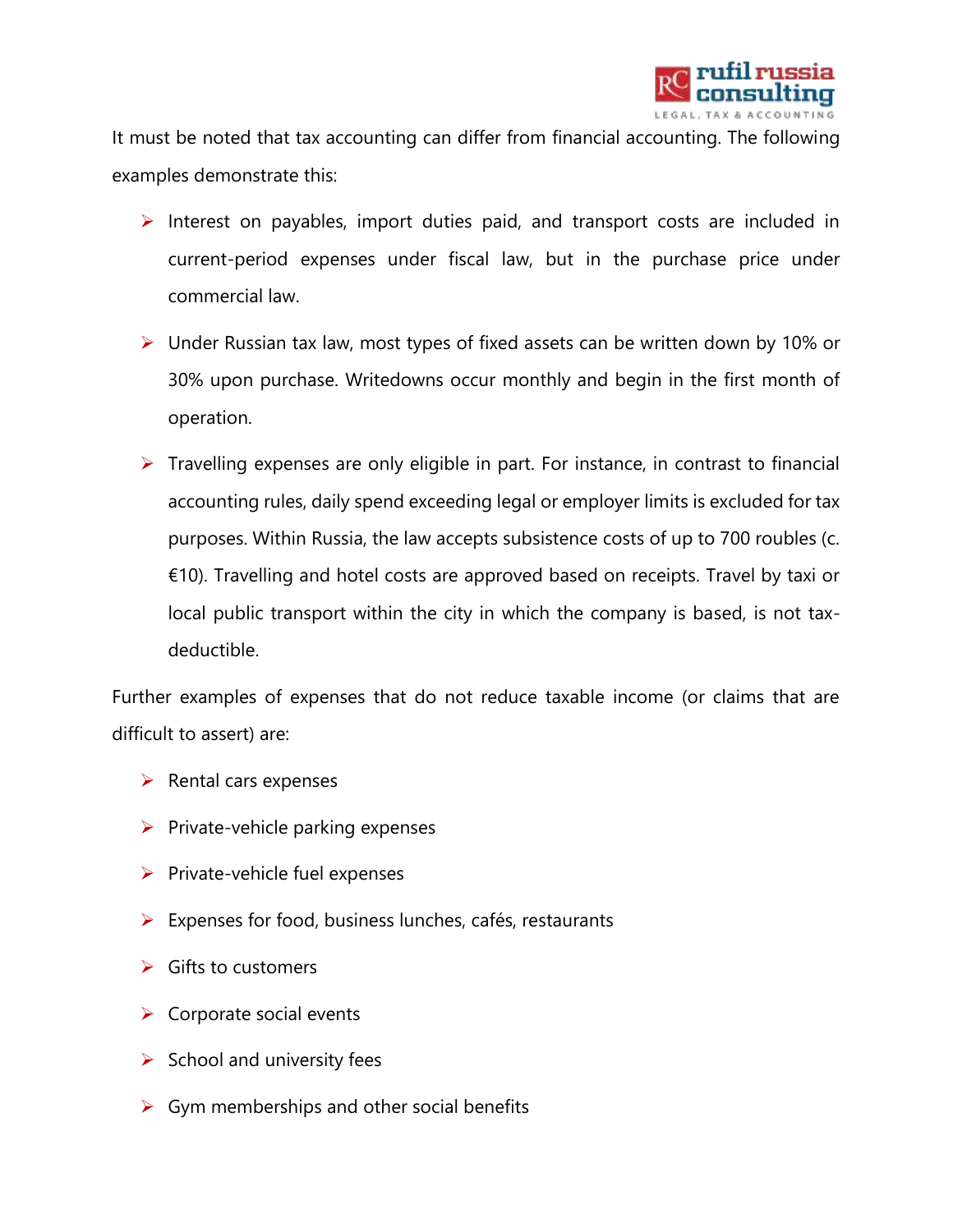It must be noted that tax accounting can differ from financial accounting. The following examples demonstrate this:

- Interest on payables, import duties paid, and transport costs are included in current-period expenses under fiscal law, but in the purchase price under commercial law.
- Under Russian tax law, most types of fixed assets can be written down by 10% or 30% upon purchase. Writedowns occur monthly and begin in the first month of operation.
- Travelling expenses are only eligible in part. For instance, in contrast to financial accounting rules, daily spend exceeding legal or employer limits is excluded for tax purposes. Within Russia, the law accepts subsistence costs of up to 700 roubles (c. €10). Travelling and hotel costs are approved based on receipts. Travel by taxi or local public transport within the city in which the company is based, is not tax-deductible.

Further examples of expenses that do not reduce taxable income (or claims that are difficult to assert) are:

- Rental cars expenses
- Private-vehicle parking expenses
- Private-vehicle fuel expenses
- Expenses for food, business lunches, cafés, restaurants
- Gifts to customers
- Corporate social events
- School and university fees
- Gym memberships and other social benefits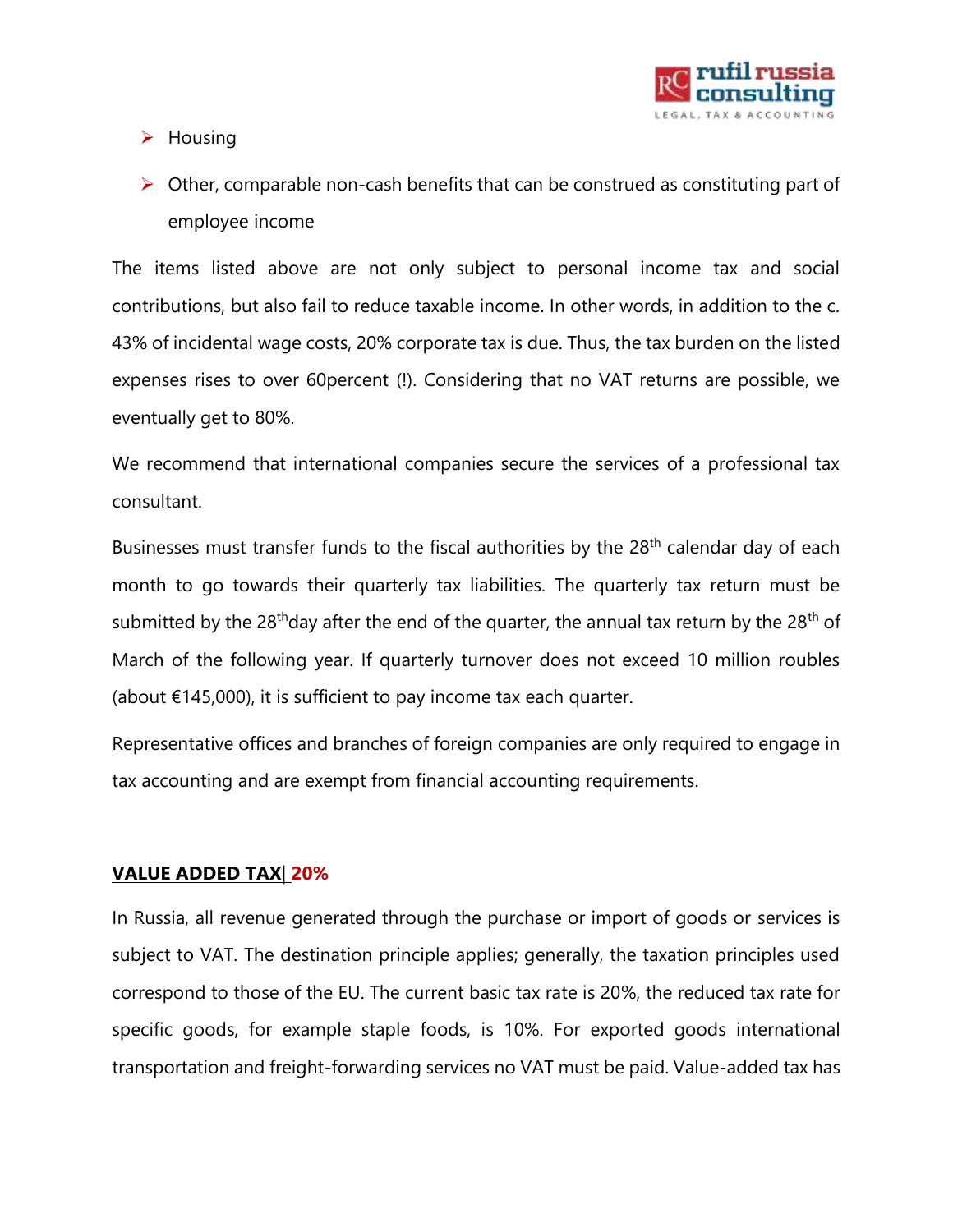- Housing
- Other, comparable non-cash benefits that can be construed as constituting part of employee income

The items listed above are not only subject to personal income tax and social contributions, but also fail to reduce taxable income. In other words, in addition to the c. 43% of incidental wage costs, 20% corporate tax is due. Thus, the tax burden on the listed expenses rises to over 60percent (!). Considering that no VAT returns are possible, we eventually get to 80%.

We recommend that international companies secure the services of a professional tax consultant.

Businesses must transfer funds to the fiscal authorities by the 28th calendar day of each month to go towards their quarterly tax liabilities. The quarterly tax return must be submitted by the 28thday after the end of the quarter, the annual tax return by the 28th of March of the following year. If quarterly turnover does not exceed 10 million roubles (about €145,000), it is sufficient to pay income tax each quarter.

Representative offices and branches of foreign companies are only required to engage in tax accounting and are exempt from financial accounting requirements.

**VALUE ADDED TAX| 20%**

In Russia, all revenue generated through the purchase or import of goods or services is subject to VAT. The destination principle applies; generally, the taxation principles used correspond to those of the EU. The current basic tax rate is 20%, the reduced tax rate for specific goods, for example staple foods, is 10%. For exported goods international transportation and freight-forwarding services no VAT must be paid. Value-added tax has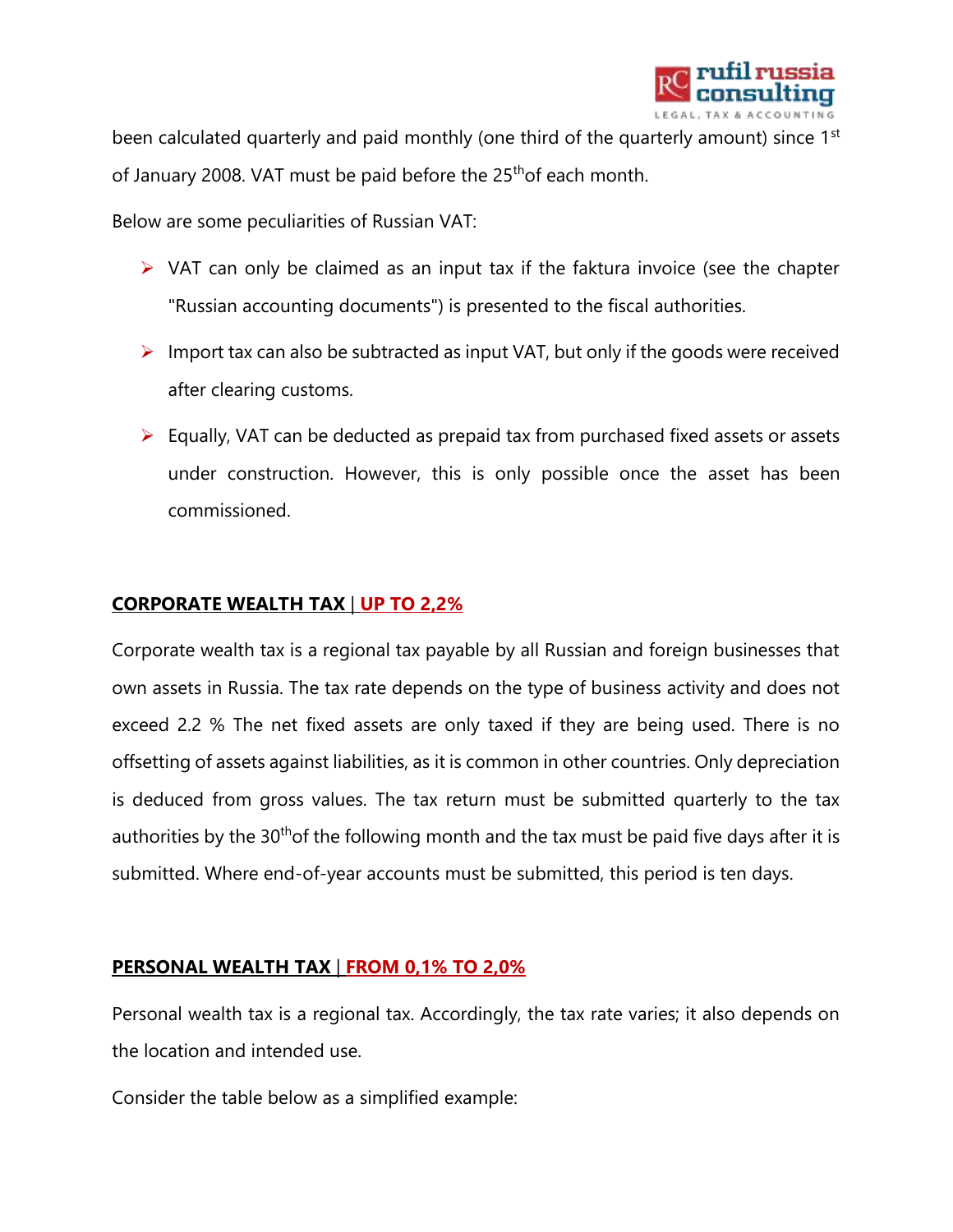been calculated quarterly and paid monthly (one third of the quarterly amount) since 1st of January 2008. VAT must be paid before the 25th of each month.

Below are some peculiarities of Russian VAT:

- VAT can only be claimed as an input tax if the faktura invoice (see the chapter "Russian accounting documents") is presented to the fiscal authorities.
- Import tax can also be subtracted as input VAT, but only if the goods were received after clearing customs.
- Equally, VAT can be deducted as prepaid tax from purchased fixed assets or assets under construction. However, this is only possible once the asset has been commissioned.

## CORPORATE WEALTH TAX | UP TO 2,2%

Corporate wealth tax is a regional tax payable by all Russian and foreign businesses that own assets in Russia. The tax rate depends on the type of business activity and does not exceed 2.2 % The net fixed assets are only taxed if they are being used. There is no offsetting of assets against liabilities, as it is common in other countries. Only depreciation is deduced from gross values. The tax return must be submitted quarterly to the tax authorities by the 30th of the following month and the tax must be paid five days after it is submitted. Where end-of-year accounts must be submitted, this period is ten days.

## PERSONAL WEALTH TAX | FROM 0,1% TO 2,0%

Personal wealth tax is a regional tax. Accordingly, the tax rate varies; it also depends on the location and intended use.

Consider the table below as a simplified example: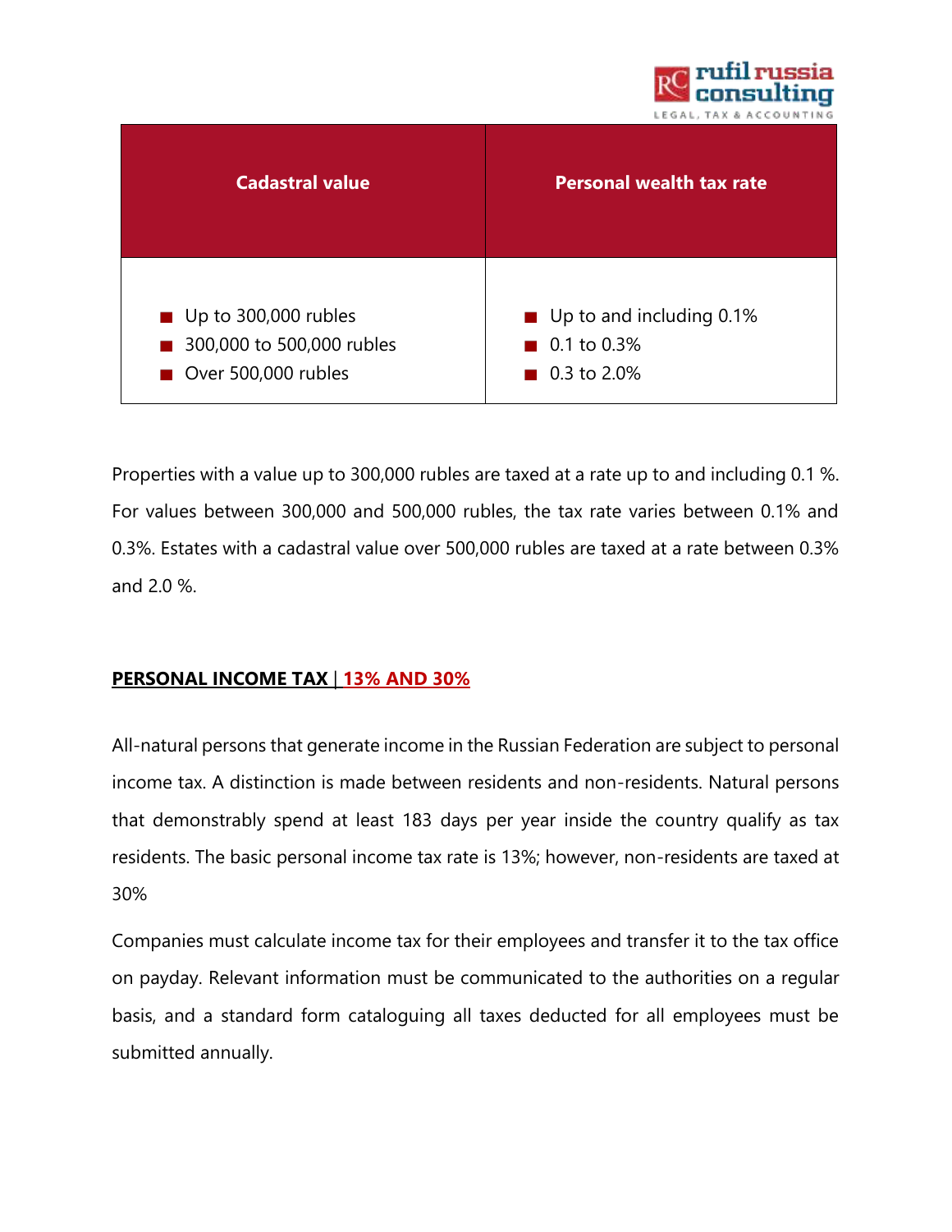| Cadastral value | Personal wealth tax rate |
|---|---|
| Up to 300,000 rubles | Up to and including 0.1% |
| 300,000 to 500,000 rubles | 0.1 to 0.3% |
| Over 500,000 rubles | 0.3 to 2.0% |

Properties with a value up to 300,000 rubles are taxed at a rate up to and including 0.1 %. For values between 300,000 and 500,000 rubles, the tax rate varies between 0.1% and 0.3%. Estates with a cadastral value over 500,000 rubles are taxed at a rate between 0.3% and 2.0 %.

## PERSONAL INCOME TAX | 13% AND 30%

All-natural persons that generate income in the Russian Federation are subject to personal income tax. A distinction is made between residents and non-residents. Natural persons that demonstrably spend at least 183 days per year inside the country qualify as tax residents. The basic personal income tax rate is 13%; however, non-residents are taxed at 30%

Companies must calculate income tax for their employees and transfer it to the tax office on payday. Relevant information must be communicated to the authorities on a regular basis, and a standard form cataloguing all taxes deducted for all employees must be submitted annually.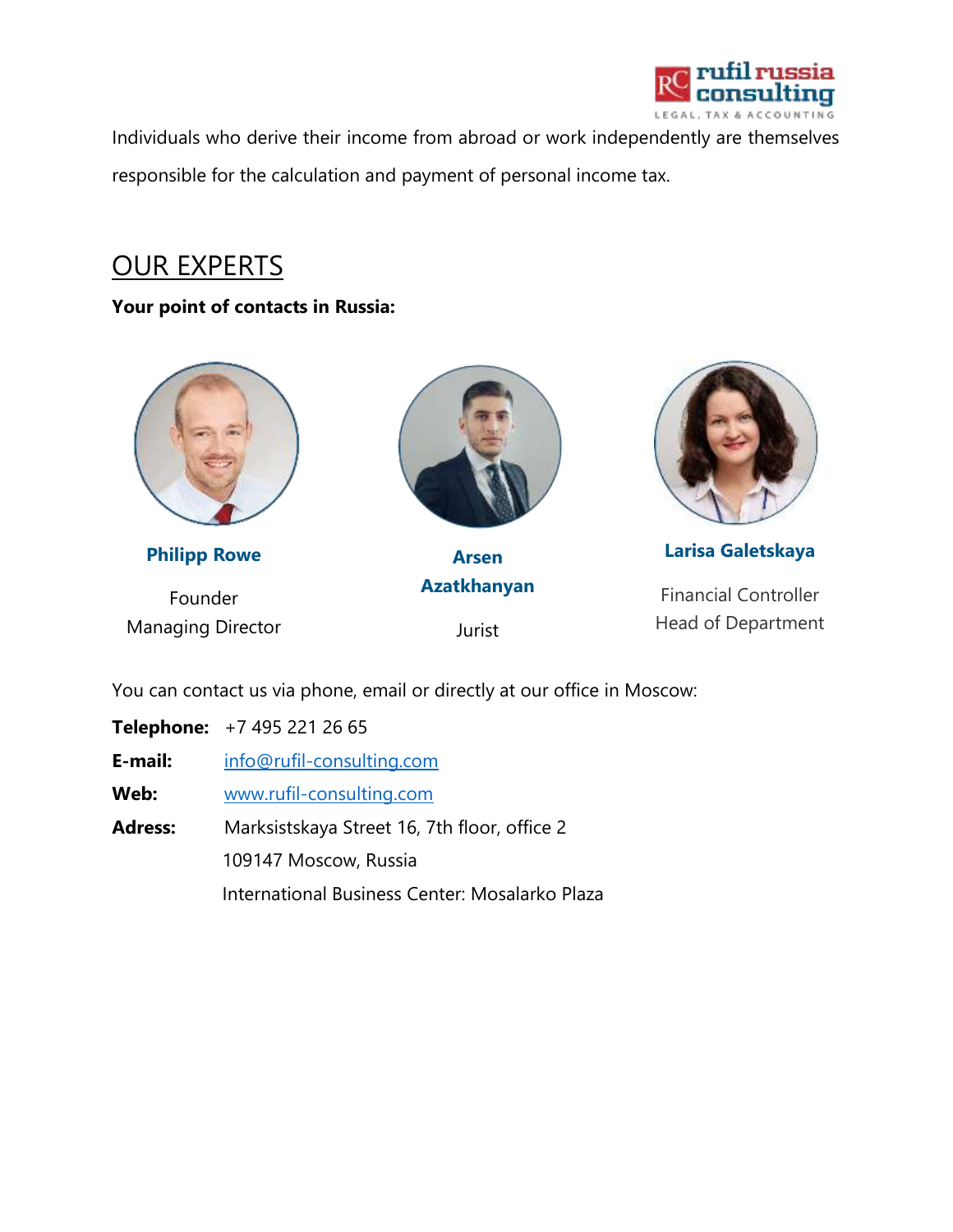Individuals who derive their income from abroad or work independently are themselves responsible for the calculation and payment of personal income tax.

## OUR EXPERTS

**Your point of contacts in Russia:**

**Philipp Rowe**

Founder
Managing Director

**Arsen Azatkhanyan**

Jurist

**Larisa Galetskaya**

Financial Controller
Head of Department

You can contact us via phone, email or directly at our office in Moscow:

**Telephone:** +7 495 221 26 65

**E-mail:** info@rufil-consulting.com

**Web:** www.rufil-consulting.com

**Adress:** Marksistskaya Street 16, 7th floor, office 2
109147 Moscow, Russia
International Business Center: Mosalarko Plaza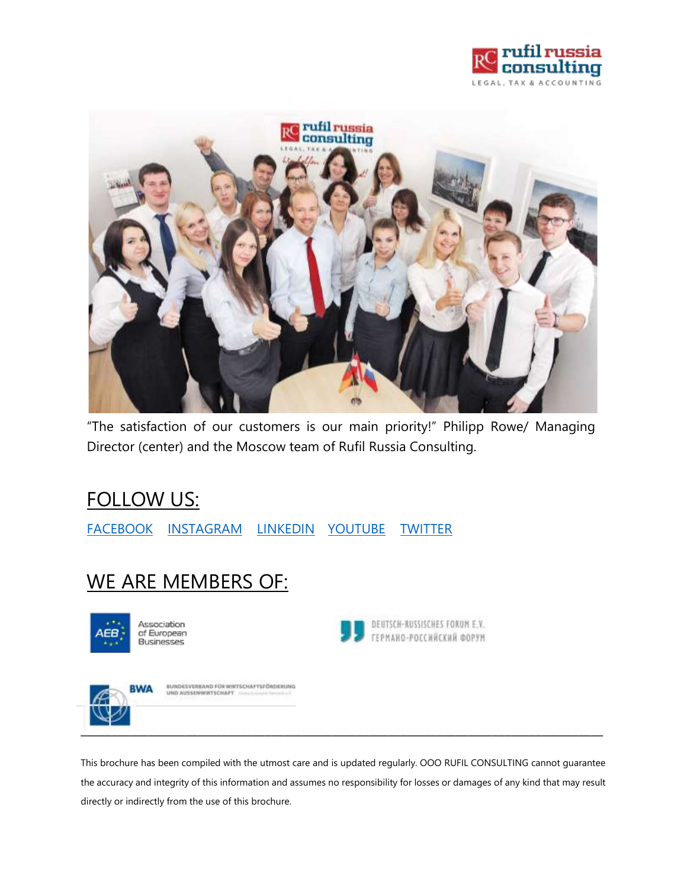"The satisfaction of our customers is our main priority!" Philipp Rowe/ Managing Director (center) and the Moscow team of Rufil Russia Consulting.

## FOLLOW US:

FACEBOOK INSTAGRAM LINKEDIN YOUTUBE TWITTER

## WE ARE MEMBERS OF:

AEB Association of European Businesses

DEUTSCH-RUSSISCHES FORUM E.V.
ГЕРМАНО-РОССИЙСКИЙ ФОРУМ

BWA BUNDESVERBAND FÜR WIRTSCHAFTSFÖRDERUNG UND AUSSENWIRTSCHAFT

---

This brochure has been compiled with the utmost care and is updated regularly. OOO RUFIL CONSULTING cannot guarantee the accuracy and integrity of this information and assumes no responsibility for losses or damages of any kind that may result directly or indirectly from the use of this brochure.